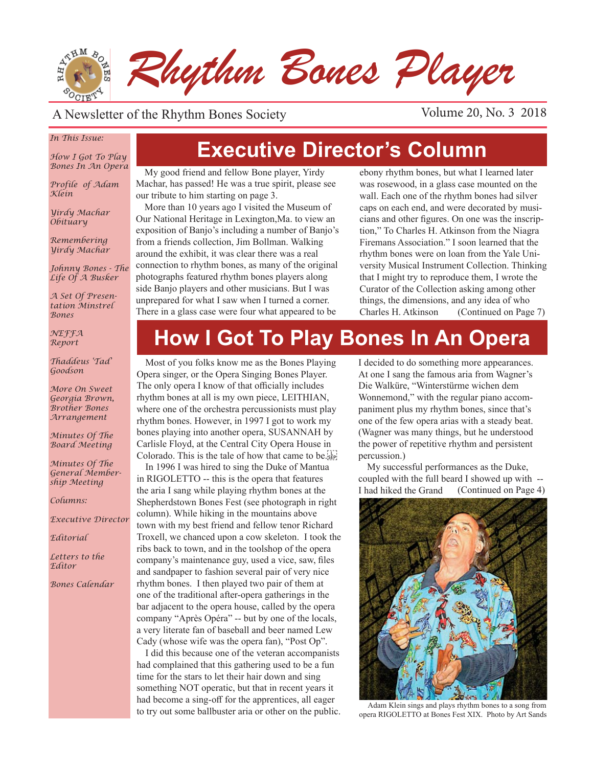# Rhythm Bones Player

A Newsletter of the Rhythm Bones Society

Volume 20, No. 3 2018

*In This Issue:*

*How I Got To Play Bones In An Opera*

*Profile of Adam Klein*

*Yirdy Machar Obituary*

*Remembering Yirdy Machar*

*Johnny Bones - The Life Of A Busker*

*A Set Of Presentation Minstrel Bones*

*NEFFA Report*

*Thaddeus 'Tad' Goodson*

*More On Sweet Georgia Brown, Brother Bones Arrangement*

*Minutes Of The Board Meeting*

*Minutes Of The General Membership Meeting*

*Columns:*

*Executive Director*

*Editorial*

*Letters to the Editor*

*Bones Calendar*

## Executive Director's Column

My good friend and fellow Bone player, Yirdy Machar, has passed! He was a true spirit, please see our tribute to him starting on page 3.

More than 10 years ago I visited the Museum of Our National Heritage in Lexington,Ma. to view an exposition of Banjo's including a number of Banjo's from a friends collection, Jim Bollman. Walking around the exhibit, it was clear there was a real connection to rhythm bones, as many of the original photographs featured rhythm bones players along side Banjo players and other musicians. But I was unprepared for what I saw when I turned a corner. There in a glass case were four what appeared to be ebony rhythm bones, but what I learned later was rosewood, in a glass case mounted on the wall. Each one of the rhythm bones had silver caps on each end, and were decorated by musicians and other figures. On one was the inscription," To Charles H. Atkinson from the Niagra Firemans Association." I soon learned that the rhythm bones were on loan from the Yale University Musical Instrument Collection. Thinking that I might try to reproduce them, I wrote the Curator of the Collection asking among other things, the dimensions, and any idea of who Charles H. Atkinson (Continued on Page 7)

## How I Got To Play Bones In An Opera

Most of you folks know me as the Bones Playing Opera singer, or the Opera Singing Bones Player. The only opera I know of that officially includes rhythm bones at all is my own piece, LEITHIAN, where one of the orchestra percussionists must play rhythm bones. However, in 1997 I got to work my bones playing into another opera, SUSANNAH by Carlisle Floyd, at the Central City Opera House in Colorado. This is the tale of how that came to be.

In 1996 I was hired to sing the Duke of Mantua in RIGOLETTO -- this is the opera that features the aria I sang while playing rhythm bones at the Shepherdstown Bones Fest (see photograph in right column). While hiking in the mountains above town with my best friend and fellow tenor Richard Troxell, we chanced upon a cow skeleton. I took the ribs back to town, and in the toolshop of the opera company's maintenance guy, used a vice, saw, files and sandpaper to fashion several pair of very nice rhythm bones. I then played two pair of them at one of the traditional after-opera gatherings in the bar adjacent to the opera house, called by the opera company "Après Opéra" -- but by one of the locals, a very literate fan of baseball and beer named Lew Cady (whose wife was the opera fan), "Post Op".

I did this because one of the veteran accompanists had complained that this gathering used to be a fun time for the stars to let their hair down and sing something NOT operatic, but that in recent years it had become a sing-off for the apprentices, all eager to try out some ballbuster aria or other on the public. I decided to do something more appearances. At one I sang the famous aria from Wagner's Die Walküre, "Winterstürme wichen dem Wonnemond," with the regular piano accompaniment plus my rhythm bones, since that's one of the few opera arias with a steady beat. (Wagner was many things, but he understood the power of repetitive rhythm and persistent percussion.)

My successful performances as the Duke, coupled with the full beard I showed up with -- I had hiked the Grand (Continued on Page 4)

Adam Klein sings and plays rhythm bones to a song from opera RIGOLETTO at Bones Fest XIX. Photo by Art Sands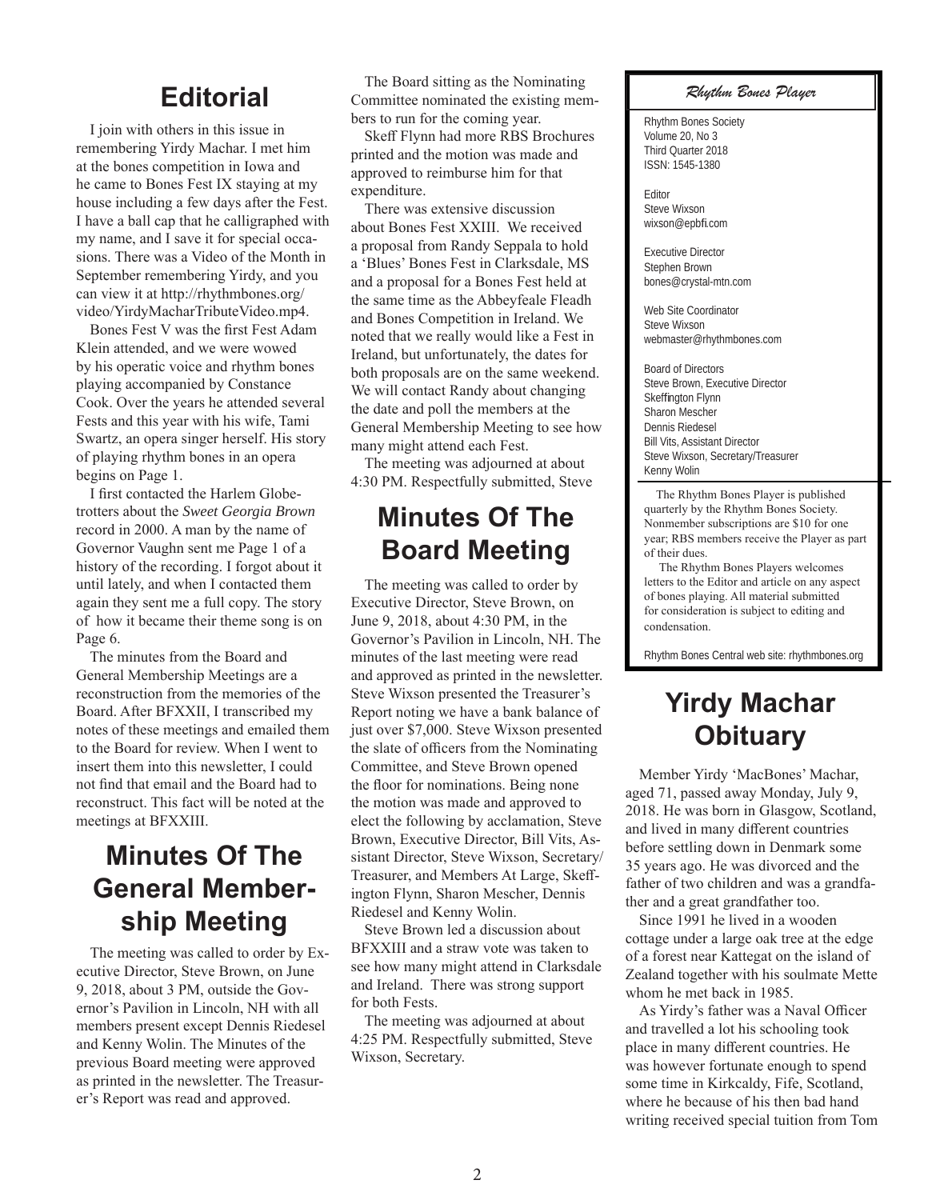## Editorial

I join with others in this issue in remembering Yirdy Machar. I met him at the bones competition in Iowa and he came to Bones Fest IX staying at my house including a few days after the Fest. I have a ball cap that he calligraphed with my name, and I save it for special occasions. There was a Video of the Month in September remembering Yirdy, and you can view it at http://rhythmbones.org/video/YirdyMacharTributeVideo.mp4.

Bones Fest V was the first Fest Adam Klein attended, and we were wowed by his operatic voice and rhythm bones playing accompanied by Constance Cook. Over the years he attended several Fests and this year with his wife, Tami Swartz, an opera singer herself. His story of playing rhythm bones in an opera begins on Page 1.

I first contacted the Harlem Globetrotters about the *Sweet Georgia Brown* record in 2000. A man by the name of Governor Vaughn sent me Page 1 of a history of the recording. I forgot about it until lately, and when I contacted them again they sent me a full copy. The story of how it became their theme song is on Page 6.

The minutes from the Board and General Membership Meetings are a reconstruction from the memories of the Board. After BFXXII, I transcribed my notes of these meetings and emailed them to the Board for review. When I went to insert them into this newsletter, I could not find that email and the Board had to reconstruct. This fact will be noted at the meetings at BFXXIII.

## Minutes Of The General Membership Meeting

The meeting was called to order by Executive Director, Steve Brown, on June 9, 2018, about 3 PM, outside the Governor's Pavilion in Lincoln, NH with all members present except Dennis Riedesel and Kenny Wolin. The Minutes of the previous Board meeting were approved as printed in the newsletter. The Treasurer's Report was read and approved.

The Board sitting as the Nominating Committee nominated the existing members to run for the coming year.

Skeff Flynn had more RBS Brochures printed and the motion was made and approved to reimburse him for that expenditure.

There was extensive discussion about Bones Fest XXIII. We received a proposal from Randy Seppala to hold a 'Blues' Bones Fest in Clarksdale, MS and a proposal for a Bones Fest held at the same time as the Abbeyfeale Fleadh and Bones Competition in Ireland. We noted that we really would like a Fest in Ireland, but unfortunately, the dates for both proposals are on the same weekend. We will contact Randy about changing the date and poll the members at the General Membership Meeting to see how many might attend each Fest.

The meeting was adjourned at about 4:30 PM. Respectfully submitted, Steve

## Minutes Of The Board Meeting

The meeting was called to order by Executive Director, Steve Brown, on June 9, 2018, about 4:30 PM, in the Governor's Pavilion in Lincoln, NH. The minutes of the last meeting were read and approved as printed in the newsletter. Steve Wixson presented the Treasurer's Report noting we have a bank balance of just over $7,000. Steve Wixson presented the slate of officers from the Nominating Committee, and Steve Brown opened the floor for nominations. Being none the motion was made and approved to elect the following by acclamation, Steve Brown, Executive Director, Bill Vits, Assistant Director, Steve Wixson, Secretary/Treasurer, and Members At Large, Skeffington Flynn, Sharon Mescher, Dennis Riedesel and Kenny Wolin.

Steve Brown led a discussion about BFXXIII and a straw vote was taken to see how many might attend in Clarksdale and Ireland. There was strong support for both Fests.

The meeting was adjourned at about 4:25 PM. Respectfully submitted, Steve Wixson, Secretary.

### *Rhythm Bones Player*

Rhythm Bones Society
Volume 20, No 3
Third Quarter 2018
ISSN: 1545-1380

Editor
Steve Wixson
wixson@epbfi.com

Executive Director
Stephen Brown
bones@crystal-mtn.com

Web Site Coordinator
Steve Wixson
webmaster@rhythmbones.com

Board of Directors
Steve Brown, Executive Director
Skeffington Flynn
Sharon Mescher
Dennis Riedesel
Bill Vits, Assistant Director
Steve Wixson, Secretary/Treasurer
Kenny Wolin

The Rhythm Bones Player is published quarterly by the Rhythm Bones Society. Nonmember subscriptions are $10 for one year; RBS members receive the Player as part of their dues.

The Rhythm Bones Players welcomes letters to the Editor and article on any aspect of bones playing. All material submitted for consideration is subject to editing and condensation.

Rhythm Bones Central web site: rhythmbones.org

## Yirdy Machar Obituary

Member Yirdy 'MacBones' Machar, aged 71, passed away Monday, July 9, 2018. He was born in Glasgow, Scotland, and lived in many different countries before settling down in Denmark some 35 years ago. He was divorced and the father of two children and was a grandfather and a great grandfather too.

Since 1991 he lived in a wooden cottage under a large oak tree at the edge of a forest near Kattegat on the island of Zealand together with his soulmate Mette whom he met back in 1985.

As Yirdy's father was a Naval Officer and travelled a lot his schooling took place in many different countries. He was however fortunate enough to spend some time in Kirkcaldy, Fife, Scotland, where he because of his then bad hand writing received special tuition from Tom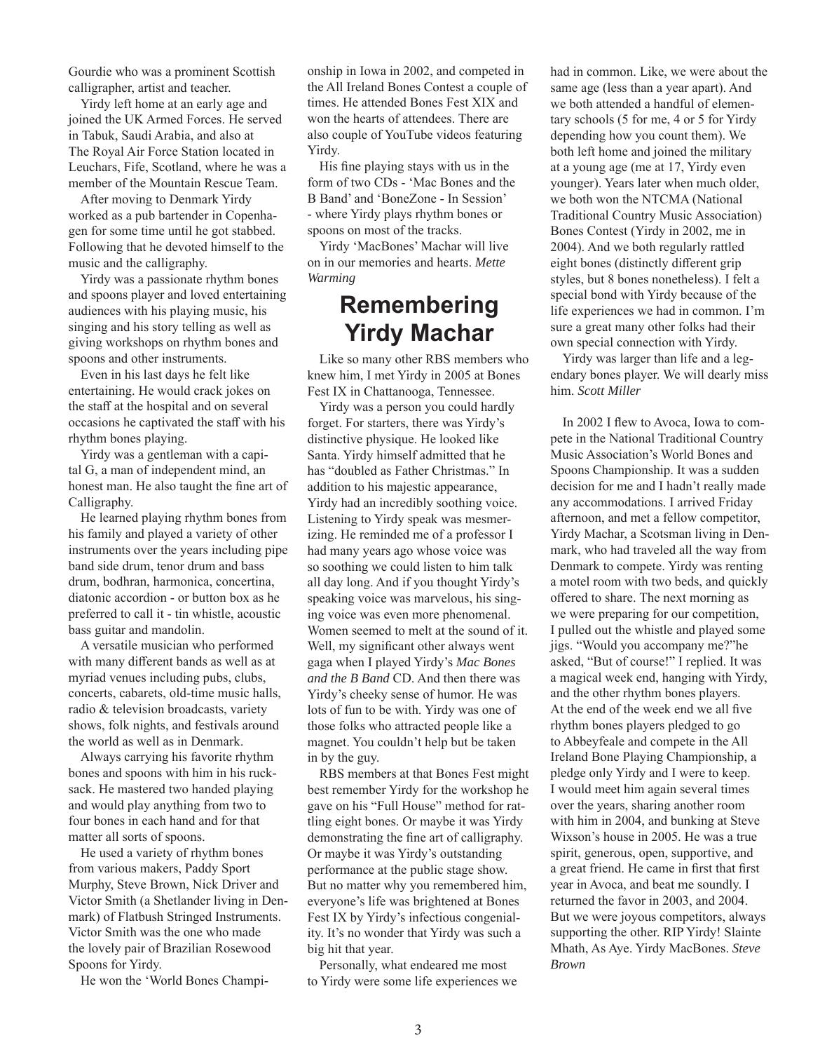Gourdie who was a prominent Scottish calligrapher, artist and teacher.

Yirdy left home at an early age and joined the UK Armed Forces. He served in Tabuk, Saudi Arabia, and also at The Royal Air Force Station located in Leuchars, Fife, Scotland, where he was a member of the Mountain Rescue Team.

After moving to Denmark Yirdy worked as a pub bartender in Copenhagen for some time until he got stabbed. Following that he devoted himself to the music and the calligraphy.

Yirdy was a passionate rhythm bones and spoons player and loved entertaining audiences with his playing music, his singing and his story telling as well as giving workshops on rhythm bones and spoons and other instruments.

Even in his last days he felt like entertaining. He would crack jokes on the staff at the hospital and on several occasions he captivated the staff with his rhythm bones playing.

Yirdy was a gentleman with a capital G, a man of independent mind, an honest man. He also taught the fine art of Calligraphy.

He learned playing rhythm bones from his family and played a variety of other instruments over the years including pipe band side drum, tenor drum and bass drum, bodhran, harmonica, concertina, diatonic accordion - or button box as he preferred to call it - tin whistle, acoustic bass guitar and mandolin.

A versatile musician who performed with many different bands as well as at myriad venues including pubs, clubs, concerts, cabarets, old-time music halls, radio & television broadcasts, variety shows, folk nights, and festivals around the world as well as in Denmark.

Always carrying his favorite rhythm bones and spoons with him in his rucksack. He mastered two handed playing and would play anything from two to four bones in each hand and for that matter all sorts of spoons.

He used a variety of rhythm bones from various makers, Paddy Sport Murphy, Steve Brown, Nick Driver and Victor Smith (a Shetlander living in Denmark) of Flatbush Stringed Instruments. Victor Smith was the one who made the lovely pair of Brazilian Rosewood Spoons for Yirdy.

He won the 'World Bones Championship in Iowa in 2002, and competed in the All Ireland Bones Contest a couple of times. He attended Bones Fest XIX and won the hearts of attendees. There are also couple of YouTube videos featuring Yirdy.

His fine playing stays with us in the form of two CDs - 'Mac Bones and the B Band' and 'BoneZone - In Session' - where Yirdy plays rhythm bones or spoons on most of the tracks.

Yirdy 'MacBones' Machar will live on in our memories and hearts. *Mette Warming*

## Remembering Yirdy Machar

Like so many other RBS members who knew him, I met Yirdy in 2005 at Bones Fest IX in Chattanooga, Tennessee.

Yirdy was a person you could hardly forget. For starters, there was Yirdy's distinctive physique. He looked like Santa. Yirdy himself admitted that he has "doubled as Father Christmas." In addition to his majestic appearance, Yirdy had an incredibly soothing voice. Listening to Yirdy speak was mesmerizing. He reminded me of a professor I had many years ago whose voice was so soothing we could listen to him talk all day long. And if you thought Yirdy's speaking voice was marvelous, his singing voice was even more phenomenal. Women seemed to melt at the sound of it. Well, my significant other always went gaga when I played Yirdy's *Mac Bones and the B Band* CD. And then there was Yirdy's cheeky sense of humor. He was lots of fun to be with. Yirdy was one of those folks who attracted people like a magnet. You couldn't help but be taken in by the guy.

RBS members at that Bones Fest might best remember Yirdy for the workshop he gave on his "Full House" method for rattling eight bones. Or maybe it was Yirdy demonstrating the fine art of calligraphy. Or maybe it was Yirdy's outstanding performance at the public stage show. But no matter why you remembered him, everyone's life was brightened at Bones Fest IX by Yirdy's infectious congeniality. It's no wonder that Yirdy was such a big hit that year.

Personally, what endeared me most to Yirdy were some life experiences we had in common. Like, we were about the same age (less than a year apart). And we both attended a handful of elementary schools (5 for me, 4 or 5 for Yirdy depending how you count them). We both left home and joined the military at a young age (me at 17, Yirdy even younger). Years later when much older, we both won the NTCMA (National Traditional Country Music Association) Bones Contest (Yirdy in 2002, me in 2004). And we both regularly rattled eight bones (distinctly different grip styles, but 8 bones nonetheless). I felt a special bond with Yirdy because of the life experiences we had in common. I'm sure a great many other folks had their own special connection with Yirdy.

Yirdy was larger than life and a legendary bones player. We will dearly miss him. *Scott Miller*

In 2002 I flew to Avoca, Iowa to compete in the National Traditional Country Music Association's World Bones and Spoons Championship. It was a sudden decision for me and I hadn't really made any accommodations. I arrived Friday afternoon, and met a fellow competitor, Yirdy Machar, a Scotsman living in Denmark, who had traveled all the way from Denmark to compete. Yirdy was renting a motel room with two beds, and quickly offered to share. The next morning as we were preparing for our competition, I pulled out the whistle and played some jigs. "Would you accompany me?"he asked, "But of course!" I replied. It was a magical week end, hanging with Yirdy, and the other rhythm bones players. At the end of the week end we all five rhythm bones players pledged to go to Abbeyfeale and compete in the All Ireland Bone Playing Championship, a pledge only Yirdy and I were to keep. I would meet him again several times over the years, sharing another room with him in 2004, and bunking at Steve Wixson's house in 2005. He was a true spirit, generous, open, supportive, and a great friend. He came in first that first year in Avoca, and beat me soundly. I returned the favor in 2003, and 2004. But we were joyous competitors, always supporting the other. RIP Yirdy! Slainte Mhath, As Aye. Yirdy MacBones. *Steve Brown*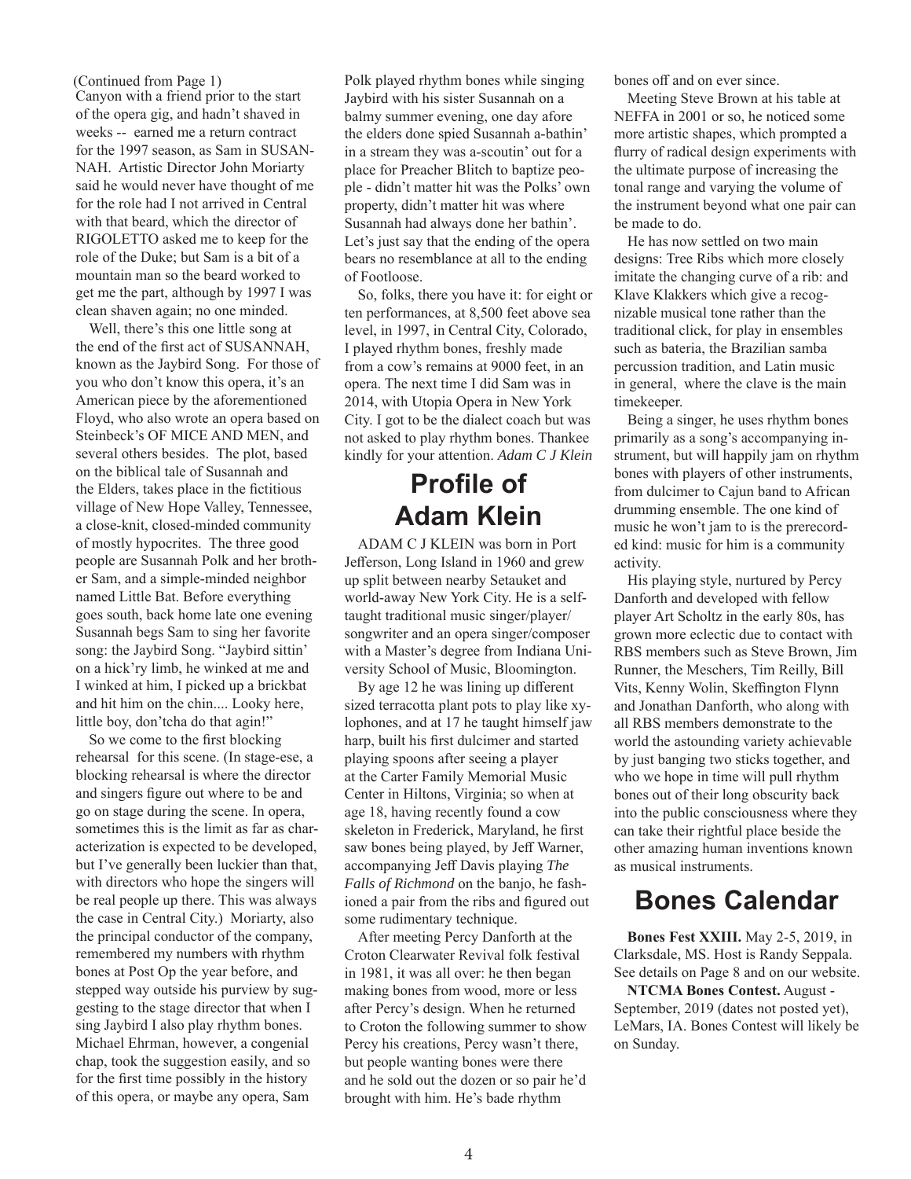(Continued from Page 1)

Canyon with a friend prior to the start of the opera gig, and hadn't shaved in weeks -- earned me a return contract for the 1997 season, as Sam in SUSANNAH. Artistic Director John Moriarty said he would never have thought of me for the role had I not arrived in Central with that beard, which the director of RIGOLETTO asked me to keep for the role of the Duke; but Sam is a bit of a mountain man so the beard worked to get me the part, although by 1997 I was clean shaven again; no one minded.

Well, there's this one little song at the end of the first act of SUSANNAH, known as the Jaybird Song. For those of you who don't know this opera, it's an American piece by the aforementioned Floyd, who also wrote an opera based on Steinbeck's OF MICE AND MEN, and several others besides. The plot, based on the biblical tale of Susannah and the Elders, takes place in the fictitious village of New Hope Valley, Tennessee, a close-knit, closed-minded community of mostly hypocrites. The three good people are Susannah Polk and her brother Sam, and a simple-minded neighbor named Little Bat. Before everything goes south, back home late one evening Susannah begs Sam to sing her favorite song: the Jaybird Song. "Jaybird sittin' on a hick'ry limb, he winked at me and I winked at him, I picked up a brickbat and hit him on the chin.... Looky here, little boy, don'tcha do that agin!"

So we come to the first blocking rehearsal for this scene. (In stage-ese, a blocking rehearsal is where the director and singers figure out where to be and go on stage during the scene. In opera, sometimes this is the limit as far as characterization is expected to be developed, but I've generally been luckier than that, with directors who hope the singers will be real people up there. This was always the case in Central City.) Moriarty, also the principal conductor of the company, remembered my numbers with rhythm bones at Post Op the year before, and stepped way outside his purview by suggesting to the stage director that when I sing Jaybird I also play rhythm bones. Michael Ehrman, however, a congenial chap, took the suggestion easily, and so for the first time possibly in the history of this opera, or maybe any opera, Sam Polk played rhythm bones while singing Jaybird with his sister Susannah on a balmy summer evening, one day afore the elders done spied Susannah a-bathin' in a stream they was a-scoutin' out for a place for Preacher Blitch to baptize people - didn't matter hit was the Polks' own property, didn't matter hit was where Susannah had always done her bathin'. Let's just say that the ending of the opera bears no resemblance at all to the ending of Footloose.

So, folks, there you have it: for eight or ten performances, at 8,500 feet above sea level, in 1997, in Central City, Colorado, I played rhythm bones, freshly made from a cow's remains at 9000 feet, in an opera. The next time I did Sam was in 2014, with Utopia Opera in New York City. I got to be the dialect coach but was not asked to play rhythm bones. Thankee kindly for your attention. *Adam C J Klein*

# Profile of Adam Klein

ADAM C J KLEIN was born in Port Jefferson, Long Island in 1960 and grew up split between nearby Setauket and world-away New York City. He is a self-taught traditional music singer/player/songwriter and an opera singer/composer with a Master's degree from Indiana University School of Music, Bloomington.

By age 12 he was lining up different sized terracotta plant pots to play like xylophones, and at 17 he taught himself jaw harp, built his first dulcimer and started playing spoons after seeing a player at the Carter Family Memorial Music Center in Hiltons, Virginia; so when at age 18, having recently found a cow skeleton in Frederick, Maryland, he first saw bones being played, by Jeff Warner, accompanying Jeff Davis playing *The Falls of Richmond* on the banjo, he fashioned a pair from the ribs and figured out some rudimentary technique.

After meeting Percy Danforth at the Croton Clearwater Revival folk festival in 1981, it was all over: he then began making bones from wood, more or less after Percy's design. When he returned to Croton the following summer to show Percy his creations, Percy wasn't there, but people wanting bones were there and he sold out the dozen or so pair he'd brought with him. He's bade rhythm bones off and on ever since.

Meeting Steve Brown at his table at NEFFA in 2001 or so, he noticed some more artistic shapes, which prompted a flurry of radical design experiments with the ultimate purpose of increasing the tonal range and varying the volume of the instrument beyond what one pair can be made to do.

He has now settled on two main designs: Tree Ribs which more closely imitate the changing curve of a rib: and Klave Klakkers which give a recognizable musical tone rather than the traditional click, for play in ensembles such as bateria, the Brazilian samba percussion tradition, and Latin music in general, where the clave is the main timekeeper.

Being a singer, he uses rhythm bones primarily as a song's accompanying instrument, but will happily jam on rhythm bones with players of other instruments, from dulcimer to Cajun band to African drumming ensemble. The one kind of music he won't jam to is the prerecorded kind: music for him is a community activity.

His playing style, nurtured by Percy Danforth and developed with fellow player Art Scholtz in the early 80s, has grown more eclectic due to contact with RBS members such as Steve Brown, Jim Runner, the Meschers, Tim Reilly, Bill Vits, Kenny Wolin, Skeffington Flynn and Jonathan Danforth, who along with all RBS members demonstrate to the world the astounding variety achievable by just banging two sticks together, and who we hope in time will pull rhythm bones out of their long obscurity back into the public consciousness where they can take their rightful place beside the other amazing human inventions known as musical instruments.

# Bones Calendar

**Bones Fest XXIII.** May 2-5, 2019, in Clarksdale, MS. Host is Randy Seppala. See details on Page 8 and on our website.

**NTCMA Bones Contest.** August - September, 2019 (dates not posted yet), LeMars, IA. Bones Contest will likely be on Sunday.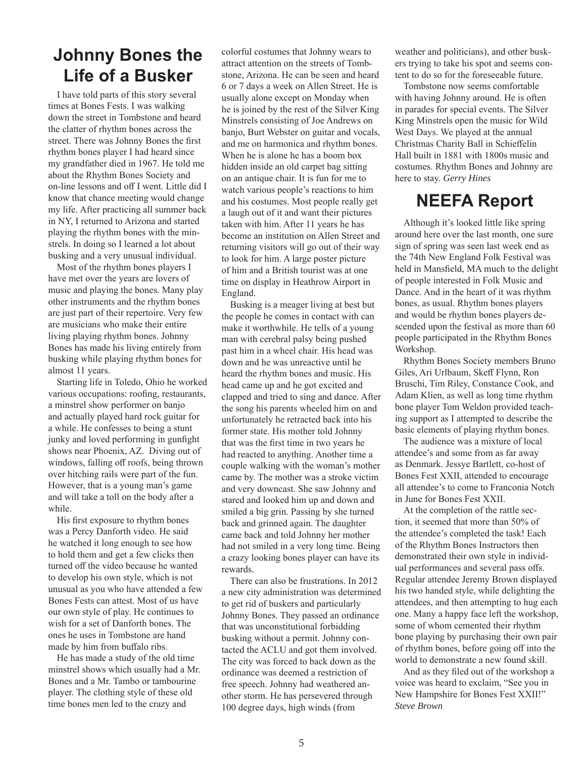## Johnny Bones the Life of a Busker

I have told parts of this story several times at Bones Fests. I was walking down the street in Tombstone and heard the clatter of rhythm bones across the street. There was Johnny Bones the first rhythm bones player I had heard since my grandfather died in 1967. He told me about the Rhythm Bones Society and on-line lessons and off I went. Little did I know that chance meeting would change my life. After practicing all summer back in NY, I returned to Arizona and started playing the rhythm bones with the minstrels. In doing so I learned a lot about busking and a very unusual individual.

Most of the rhythm bones players I have met over the years are lovers of music and playing the bones. Many play other instruments and the rhythm bones are just part of their repertoire. Very few are musicians who make their entire living playing rhythm bones. Johnny Bones has made his living entirely from busking while playing rhythm bones for almost 11 years.

Starting life in Toledo, Ohio he worked various occupations: roofing, restaurants, a minstrel show performer on banjo and actually played hard rock guitar for a while. He confesses to being a stunt junky and loved performing in gunfight shows near Phoenix, AZ. Diving out of windows, falling off roofs, being thrown over hitching rails were part of the fun. However, that is a young man's game and will take a toll on the body after a while.

His first exposure to rhythm bones was a Percy Danforth video. He said he watched it long enough to see how to hold them and get a few clicks then turned off the video because he wanted to develop his own style, which is not unusual as you who have attended a few Bones Fests can attest. Most of us have our own style of play. He continues to wish for a set of Danforth bones. The ones he uses in Tombstone are hand made by him from buffalo ribs.

He has made a study of the old time minstrel shows which usually had a Mr. Bones and a Mr. Tambo or tambourine player. The clothing style of these old time bones men led to the crazy and colorful costumes that Johnny wears to attract attention on the streets of Tombstone, Arizona. He can be seen and heard 6 or 7 days a week on Allen Street. He is usually alone except on Monday when he is joined by the rest of the Silver King Minstrels consisting of Joe Andrews on banjo, Burt Webster on guitar and vocals, and me on harmonica and rhythm bones. When he is alone he has a boom box hidden inside an old carpet bag sitting on an antique chair. It is fun for me to watch various people's reactions to him and his costumes. Most people really get a laugh out of it and want their pictures taken with him. After 11 years he has become an institution on Allen Street and returning visitors will go out of their way to look for him. A large poster picture of him and a British tourist was at one time on display in Heathrow Airport in England.

Busking is a meager living at best but the people he comes in contact with can make it worthwhile. He tells of a young man with cerebral palsy being pushed past him in a wheel chair. His head was down and he was unreactive until he heard the rhythm bones and music. His head came up and he got excited and clapped and tried to sing and dance. After the song his parents wheeled him on and unfortunately he retracted back into his former state. His mother told Johnny that was the first time in two years he had reacted to anything. Another time a couple walking with the woman's mother came by. The mother was a stroke victim and very downcast. She saw Johnny and stared and looked him up and down and smiled a big grin. Passing by she turned back and grinned again. The daughter came back and told Johnny her mother had not smiled in a very long time. Being a crazy looking bones player can have its rewards.

There can also be frustrations. In 2012 a new city administration was determined to get rid of buskers and particularly Johnny Bones. They passed an ordinance that was unconstitutional forbidding busking without a permit. Johnny contacted the ACLU and got them involved. The city was forced to back down as the ordinance was deemed a restriction of free speech. Johnny had weathered another storm. He has persevered through 100 degree days, high winds (from weather and politicians), and other buskers trying to take his spot and seems content to do so for the foreseeable future.

Tombstone now seems comfortable with having Johnny around. He is often in parades for special events. The Silver King Minstrels open the music for Wild West Days. We played at the annual Christmas Charity Ball in Schieffelin Hall built in 1881 with 1800s music and costumes. Rhythm Bones and Johnny are here to stay. *Gerry Hines*

## NEEFA Report

Although it's looked little like spring around here over the last month, one sure sign of spring was seen last week end as the 74th New England Folk Festival was held in Mansfield, MA much to the delight of people interested in Folk Music and Dance. And in the heart of it was rhythm bones, as usual. Rhythm bones players and would be rhythm bones players descended upon the festival as more than 60 people participated in the Rhythm Bones Workshop.

Rhythm Bones Society members Bruno Giles, Ari Urlbaum, Skeff Flynn, Ron Bruschi, Tim Riley, Constance Cook, and Adam Klien, as well as long time rhythm bone player Tom Weldon provided teaching support as I attempted to describe the basic elements of playing rhythm bones.

The audience was a mixture of local attendee's and some from as far away as Denmark. Jessye Bartlett, co-host of Bones Fest XXII, attended to encourage all attendee's to come to Franconia Notch in June for Bones Fest XXII.

At the completion of the rattle section, it seemed that more than 50% of the attendee's completed the task! Each of the Rhythm Bones Instructors then demonstrated their own style in individual performances and several pass offs. Regular attendee Jeremy Brown displayed his two handed style, while delighting the attendees, and then attempting to hug each one. Many a happy face left the workshop, some of whom cemented their rhythm bone playing by purchasing their own pair of rhythm bones, before going off into the world to demonstrate a new found skill.

And as they filed out of the workshop a voice was heard to exclaim, "See you in New Hampshire for Bones Fest XXII!" *Steve Brown*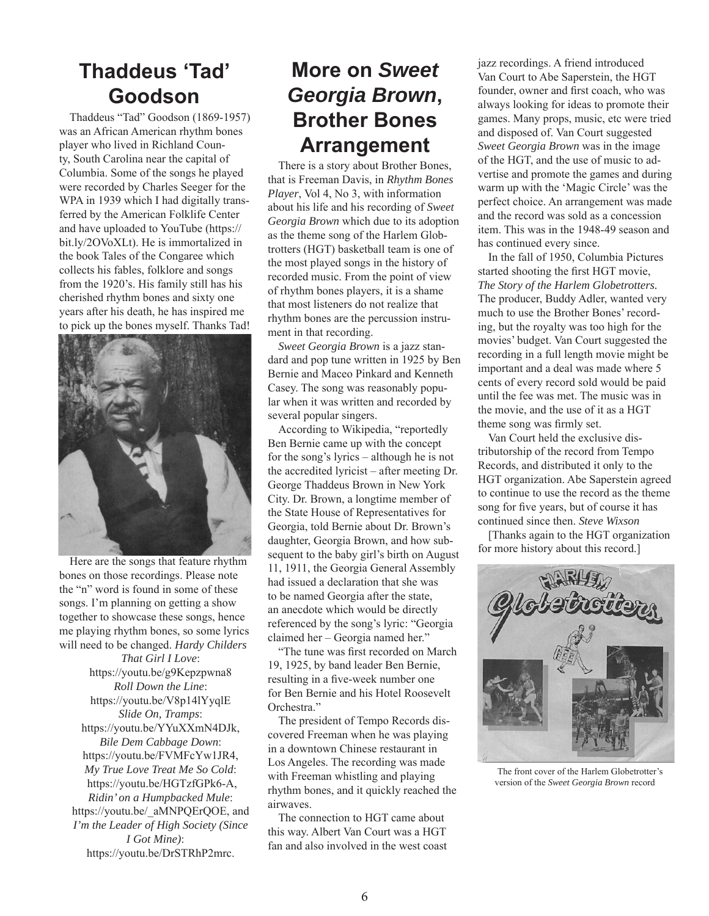# Thaddeus 'Tad' Goodson

Thaddeus "Tad" Goodson (1869-1957) was an African American rhythm bones player who lived in Richland County, South Carolina near the capital of Columbia. Some of the songs he played were recorded by Charles Seeger for the WPA in 1939 which I had digitally transferred by the American Folklife Center and have uploaded to YouTube (https://bit.ly/2OVoXLt). He is immortalized in the book Tales of the Congaree which collects his fables, folklore and songs from the 1920's. His family still has his cherished rhythm bones and sixty one years after his death, he has inspired me to pick up the bones myself. Thanks Tad!

Here are the songs that feature rhythm bones on those recordings. Please note the "n" word is found in some of these songs. I'm planning on getting a show together to showcase these songs, hence me playing rhythm bones, so some lyrics will need to be changed. *Hardy Childers*

*That Girl I Love*:
https://youtu.be/g9Kepzpwna8
*Roll Down the Line*:
https://youtu.be/V8p14lYyqlE
*Slide On, Tramps*:
https://youtu.be/YYuXXmN4DJk,
*Bile Dem Cabbage Down*:
https://youtu.be/FVMFcYw1JR4,
*My True Love Treat Me So Cold*:
https://youtu.be/HGTzfGPk6-A,
*Ridin' on a Humpbacked Mule*:
https://youtu.be/_aMNPQErQOE, and
*I'm the Leader of High Society (Since I Got Mine)*:
https://youtu.be/DrSTRhP2mrc.

# More on *Sweet Georgia Brown*, Brother Bones Arrangement

There is a story about Brother Bones, that is Freeman Davis, in *Rhythm Bones Player*, Vol 4, No 3, with information about his life and his recording of *Sweet Georgia Brown* which due to its adoption as the theme song of the Harlem Globtrotters (HGT) basketball team is one of the most played songs in the history of recorded music. From the point of view of rhythm bones players, it is a shame that most listeners do not realize that rhythm bones are the percussion instrument in that recording.

*Sweet Georgia Brown* is a jazz standard and pop tune written in 1925 by Ben Bernie and Maceo Pinkard and Kenneth Casey. The song was reasonably popular when it was written and recorded by several popular singers.

According to Wikipedia, "reportedly Ben Bernie came up with the concept for the song's lyrics – although he is not the accredited lyricist – after meeting Dr. George Thaddeus Brown in New York City. Dr. Brown, a longtime member of the State House of Representatives for Georgia, told Bernie about Dr. Brown's daughter, Georgia Brown, and how subsequent to the baby girl's birth on August 11, 1911, the Georgia General Assembly had issued a declaration that she was to be named Georgia after the state, an anecdote which would be directly referenced by the song's lyric: "Georgia claimed her – Georgia named her."

"The tune was first recorded on March 19, 1925, by band leader Ben Bernie, resulting in a five-week number one for Ben Bernie and his Hotel Roosevelt Orchestra."

The president of Tempo Records discovered Freeman when he was playing in a downtown Chinese restaurant in Los Angeles. The recording was made with Freeman whistling and playing rhythm bones, and it quickly reached the airwaves.

The connection to HGT came about this way. Albert Van Court was a HGT fan and also involved in the west coast jazz recordings. A friend introduced Van Court to Abe Saperstein, the HGT founder, owner and first coach, who was always looking for ideas to promote their games. Many props, music, etc were tried and disposed of. Van Court suggested *Sweet Georgia Brown* was in the image of the HGT, and the use of music to advertise and promote the games and during warm up with the 'Magic Circle' was the perfect choice. An arrangement was made and the record was sold as a concession item. This was in the 1948-49 season and has continued every since.

In the fall of 1950, Columbia Pictures started shooting the first HGT movie, *The Story of the Harlem Globetrotters*. The producer, Buddy Adler, wanted very much to use the Brother Bones' recording, but the royalty was too high for the movies' budget. Van Court suggested the recording in a full length movie might be important and a deal was made where 5 cents of every record sold would be paid until the fee was met. The music was in the movie, and the use of it as a HGT theme song was firmly set.

Van Court held the exclusive distributorship of the record from Tempo Records, and distributed it only to the HGT organization. Abe Saperstein agreed to continue to use the record as the theme song for five years, but of course it has continued since then. *Steve Wixson*

[Thanks again to the HGT organization for more history about this record.]

The front cover of the Harlem Globetrotter's version of the *Sweet Georgia Brown* record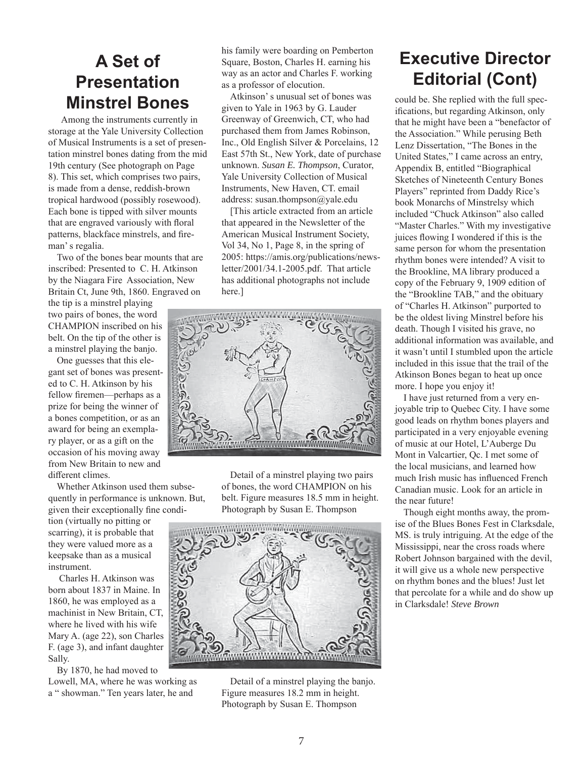# A Set of Presentation Minstrel Bones

Among the instruments currently in storage at the Yale University Collection of Musical Instruments is a set of presentation minstrel bones dating from the mid 19th century (See photograph on Page 8). This set, which comprises two pairs, is made from a dense, reddish-brown tropical hardwood (possibly rosewood). Each bone is tipped with silver mounts that are engraved variously with floral patterns, blackface minstrels, and fireman' s regalia.

Two of the bones bear mounts that are inscribed: Presented to C. H. Atkinson by the Niagara Fire Association, New Britain Ct, June 9th, 1860. Engraved on the tip is a minstrel playing two pairs of bones, the word CHAMPION inscribed on his belt. On the tip of the other is a minstrel playing the banjo.

One guesses that this elegant set of bones was presented to C. H. Atkinson by his fellow firemen—perhaps as a prize for being the winner of a bones competition, or as an award for being an exemplary player, or as a gift on the occasion of his moving away from New Britain to new and different climes.

Whether Atkinson used them subsequently in performance is unknown. But, given their exceptionally fine condition (virtually no pitting or scarring), it is probable that they were valued more as a keepsake than as a musical instrument.

Charles H. Atkinson was born about 1837 in Maine. In 1860, he was employed as a machinist in New Britain, CT, where he lived with his wife Mary A. (age 22), son Charles F. (age 3), and infant daughter Sally.

By 1870, he had moved to Lowell, MA, where he was working as a " showman." Ten years later, he and his family were boarding on Pemberton Square, Boston, Charles H. earning his way as an actor and Charles F. working as a professor of elocution.

Atkinson' s unusual set of bones was given to Yale in 1963 by G. Lauder Greenway of Greenwich, CT, who had purchased them from James Robinson, Inc., Old English Silver & Porcelains, 12 East 57th St., New York, date of purchase unknown. *Susan E. Thompson*, Curator, Yale University Collection of Musical Instruments, New Haven, CT. email address: susan.thompson@yale.edu

[This article extracted from an article that appeared in the Newsletter of the American Musical Instrument Society, Vol 34, No 1, Page 8, in the spring of 2005: https://amis.org/publications/newsletter/2001/34.1-2005.pdf. That article has additional photographs not include here.]

Detail of a minstrel playing two pairs of bones, the word CHAMPION on his belt. Figure measures 18.5 mm in height. Photograph by Susan E. Thompson

Detail of a minstrel playing the banjo. Figure measures 18.2 mm in height. Photograph by Susan E. Thompson

# Executive Director Editorial (Cont)

could be. She replied with the full specifications, but regarding Atkinson, only that he might have been a "benefactor of the Association." While perusing Beth Lenz Dissertation, "The Bones in the United States," I came across an entry, Appendix B, entitled "Biographical Sketches of Nineteenth Century Bones Players" reprinted from Daddy Rice's book Monarchs of Minstrelsy which included "Chuck Atkinson" also called "Master Charles." With my investigative juices flowing I wondered if this is the same person for whom the presentation rhythm bones were intended? A visit to the Brookline, MA library produced a copy of the February 9, 1909 edition of the "Brookline TAB," and the obituary of "Charles H. Atkinson" purported to be the oldest living Minstrel before his death. Though I visited his grave, no additional information was available, and it wasn't until I stumbled upon the article included in this issue that the trail of the Atkinson Bones began to heat up once more. I hope you enjoy it!

I have just returned from a very enjoyable trip to Quebec City. I have some good leads on rhythm bones players and participated in a very enjoyable evening of music at our Hotel, L'Auberge Du Mont in Valcartier, Qc. I met some of the local musicians, and learned how much Irish music has influenced French Canadian music. Look for an article in the near future!

Though eight months away, the promise of the Blues Bones Fest in Clarksdale, MS. is truly intriguing. At the edge of the Mississippi, near the cross roads where Robert Johnson bargained with the devil, it will give us a whole new perspective on rhythm bones and the blues! Just let that percolate for a while and do show up in Clarksdale! *Steve Brown*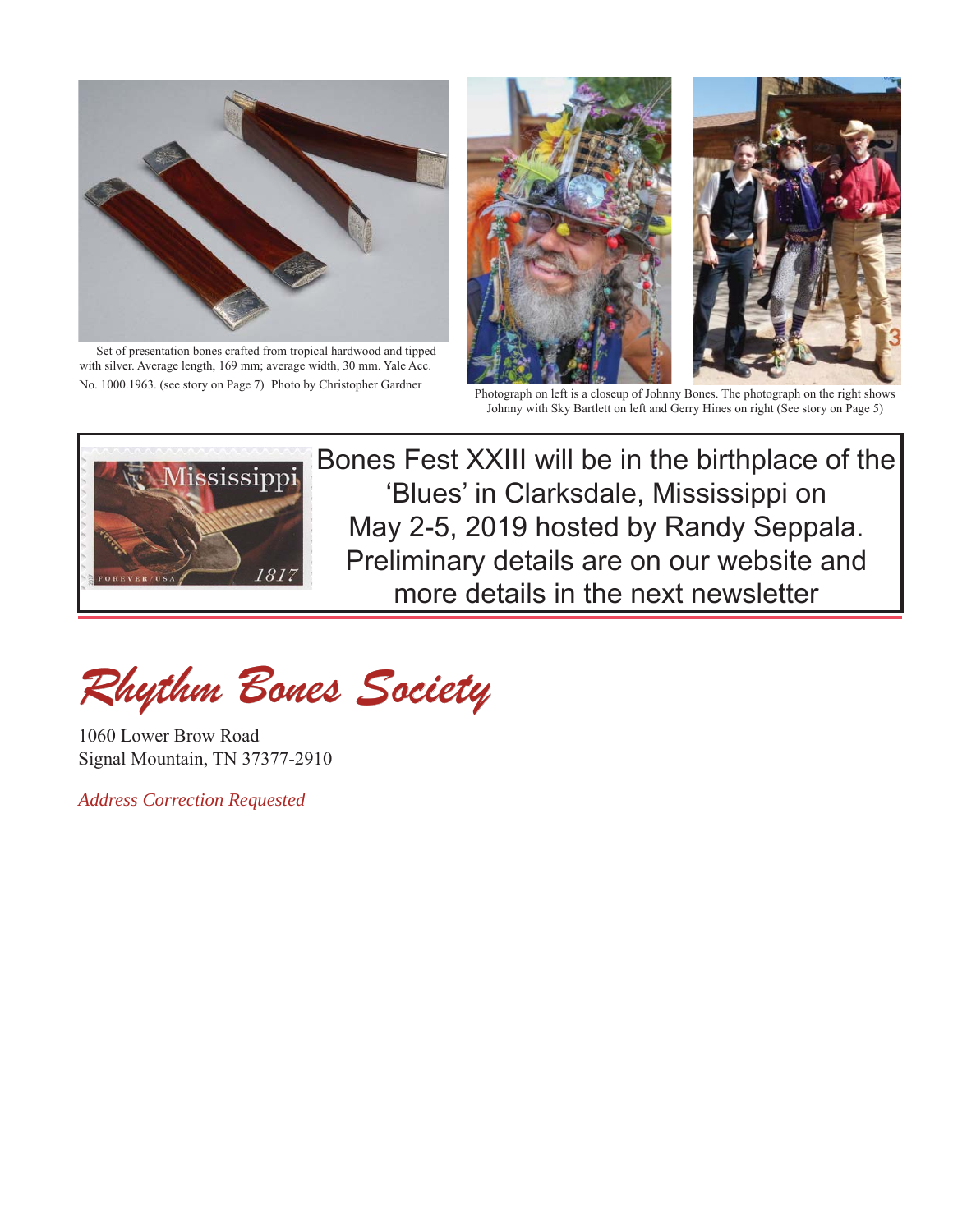Set of presentation bones crafted from tropical hardwood and tipped with silver. Average length, 169 mm; average width, 30 mm. Yale Acc. No. 1000.1963. (see story on Page 7) Photo by Christopher Gardner

Photograph on left is a closeup of Johnny Bones. The photograph on the right shows Johnny with Sky Bartlett on left and Gerry Hines on right (See story on Page 5)

Bones Fest XXIII will be in the birthplace of the 'Blues' in Clarksdale, Mississippi on May 2-5, 2019 hosted by Randy Seppala. Preliminary details are on our website and more details in the next newsletter

# *Rhythm Bones Society*

1060 Lower Brow Road
Signal Mountain, TN 37377-2910

*Address Correction Requested*